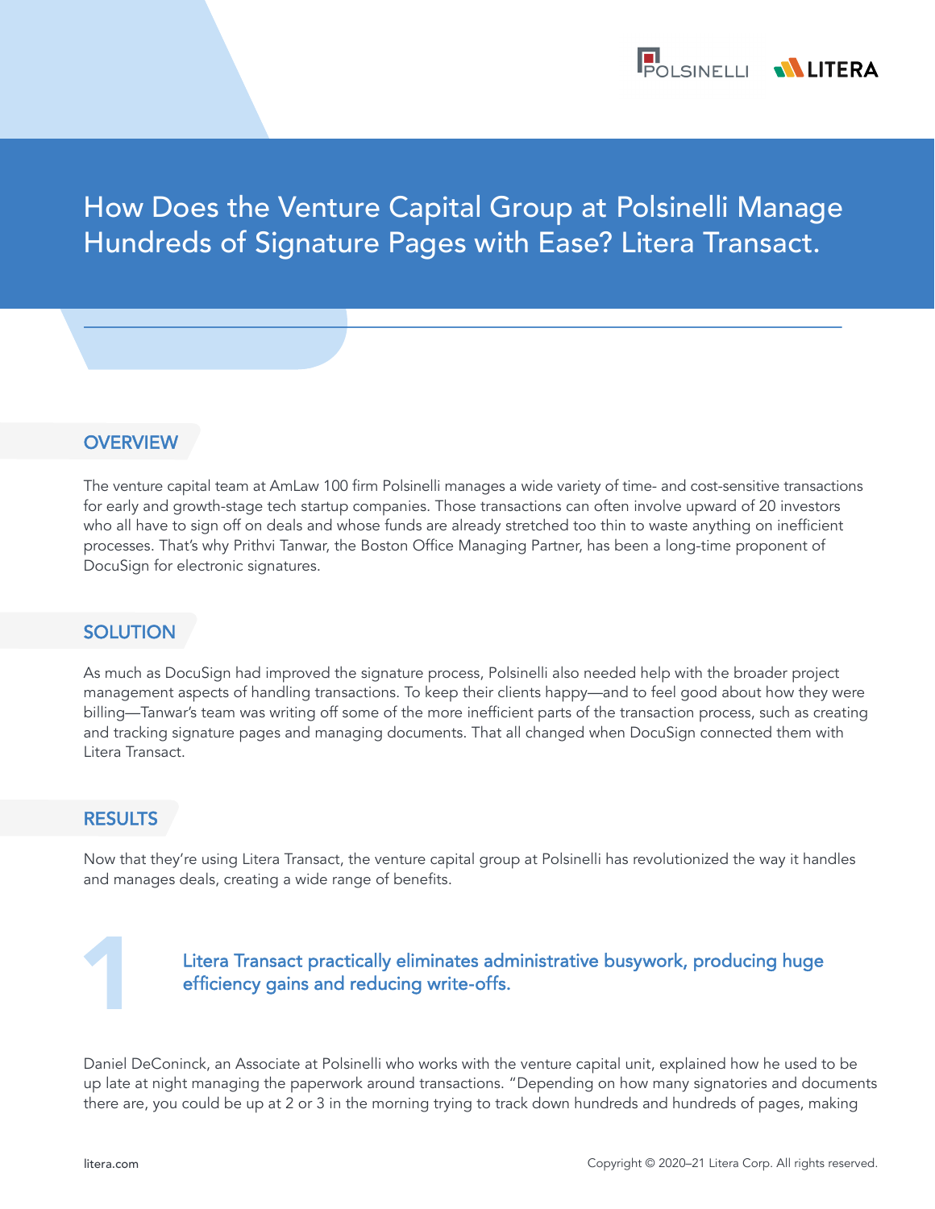# How Does the Venture Capital Group at Polsinelli Manage Hundreds of Signature Pages with Ease? Litera Transact.

## OVERVIEW

The venture capital team at AmLaw 100 firm Polsinelli manages a wide variety of time- and cost-sensitive transactions for early and growth-stage tech startup companies. Those transactions can often involve upward of 20 investors who all have to sign off on deals and whose funds are already stretched too thin to waste anything on inefficient processes. That's why Prithvi Tanwar, the Boston Office Managing Partner, has been a long-time proponent of DocuSign for electronic signatures.

## SOLUTION

As much as DocuSign had improved the signature process, Polsinelli also needed help with the broader project management aspects of handling transactions. To keep their clients happy—and to feel good about how they were billing—Tanwar's team was writing off some of the more inefficient parts of the transaction process, such as creating and tracking signature pages and managing documents. That all changed when DocuSign connected them with Litera Transact.

## RESULTS

Now that they're using Litera Transact, the venture capital group at Polsinelli has revolutionized the way it handles and manages deals, creating a wide range of benefits.

### 1 Litera Transact practically eliminates administrative busywork, producing huge efficiency gains and reducing write-offs.

Daniel DeConinck, an Associate at Polsinelli who works with the venture capital unit, explained how he used to be up late at night managing the paperwork around transactions. "Depending on how many signatories and documents there are, you could be up at 2 or 3 in the morning trying to track down hundreds and hundreds of pages, making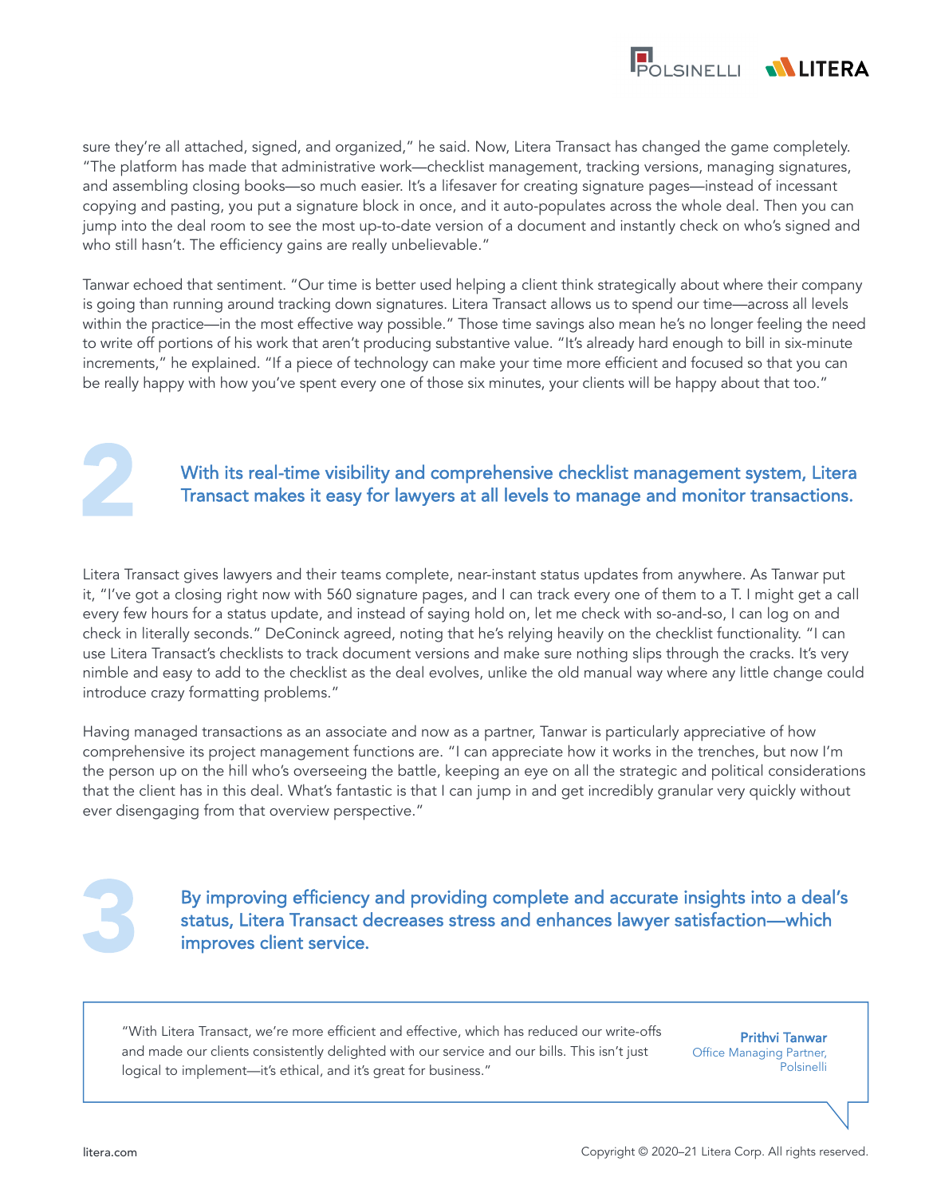sure they're all attached, signed, and organized," he said. Now, Litera Transact has changed the game completely. "The platform has made that administrative work—checklist management, tracking versions, managing signatures, and assembling closing books—so much easier. It's a lifesaver for creating signature pages—instead of incessant copying and pasting, you put a signature block in once, and it auto-populates across the whole deal. Then you can jump into the deal room to see the most up-to-date version of a document and instantly check on who's signed and who still hasn't. The efficiency gains are really unbelievable."

Tanwar echoed that sentiment. "Our time is better used helping a client think strategically about where their company is going than running around tracking down signatures. Litera Transact allows us to spend our time—across all levels within the practice—in the most effective way possible." Those time savings also mean he's no longer feeling the need to write off portions of his work that aren't producing substantive value. "It's already hard enough to bill in six-minute increments," he explained. "If a piece of technology can make your time more efficient and focused so that you can be really happy with how you've spent every one of those six minutes, your clients will be happy about that too."

## 2 With its real-time visibility and comprehensive checklist management system, Litera Transact makes it easy for lawyers at all levels to manage and monitor transactions.

Litera Transact gives lawyers and their teams complete, near-instant status updates from anywhere. As Tanwar put it, "I've got a closing right now with 560 signature pages, and I can track every one of them to a T. I might get a call every few hours for a status update, and instead of saying hold on, let me check with so-and-so, I can log on and check in literally seconds." DeConinck agreed, noting that he's relying heavily on the checklist functionality. "I can use Litera Transact's checklists to track document versions and make sure nothing slips through the cracks. It's very nimble and easy to add to the checklist as the deal evolves, unlike the old manual way where any little change could introduce crazy formatting problems."

Having managed transactions as an associate and now as a partner, Tanwar is particularly appreciative of how comprehensive its project management functions are. "I can appreciate how it works in the trenches, but now I'm the person up on the hill who's overseeing the battle, keeping an eye on all the strategic and political considerations that the client has in this deal. What's fantastic is that I can jump in and get incredibly granular very quickly without ever disengaging from that overview perspective."

## 3 By improving efficiency and providing complete and accurate insights into a deal's status, Litera Transact decreases stress and enhances lawyer satisfaction—which improves client service.

> "With Litera Transact, we're more efficient and effective, which has reduced our write-offs and made our clients consistently delighted with our service and our bills. This isn't just logical to implement—it's ethical, and it's great for business."
>
> **Prithvi Tanwar**
> Office Managing Partner,
> Polsinelli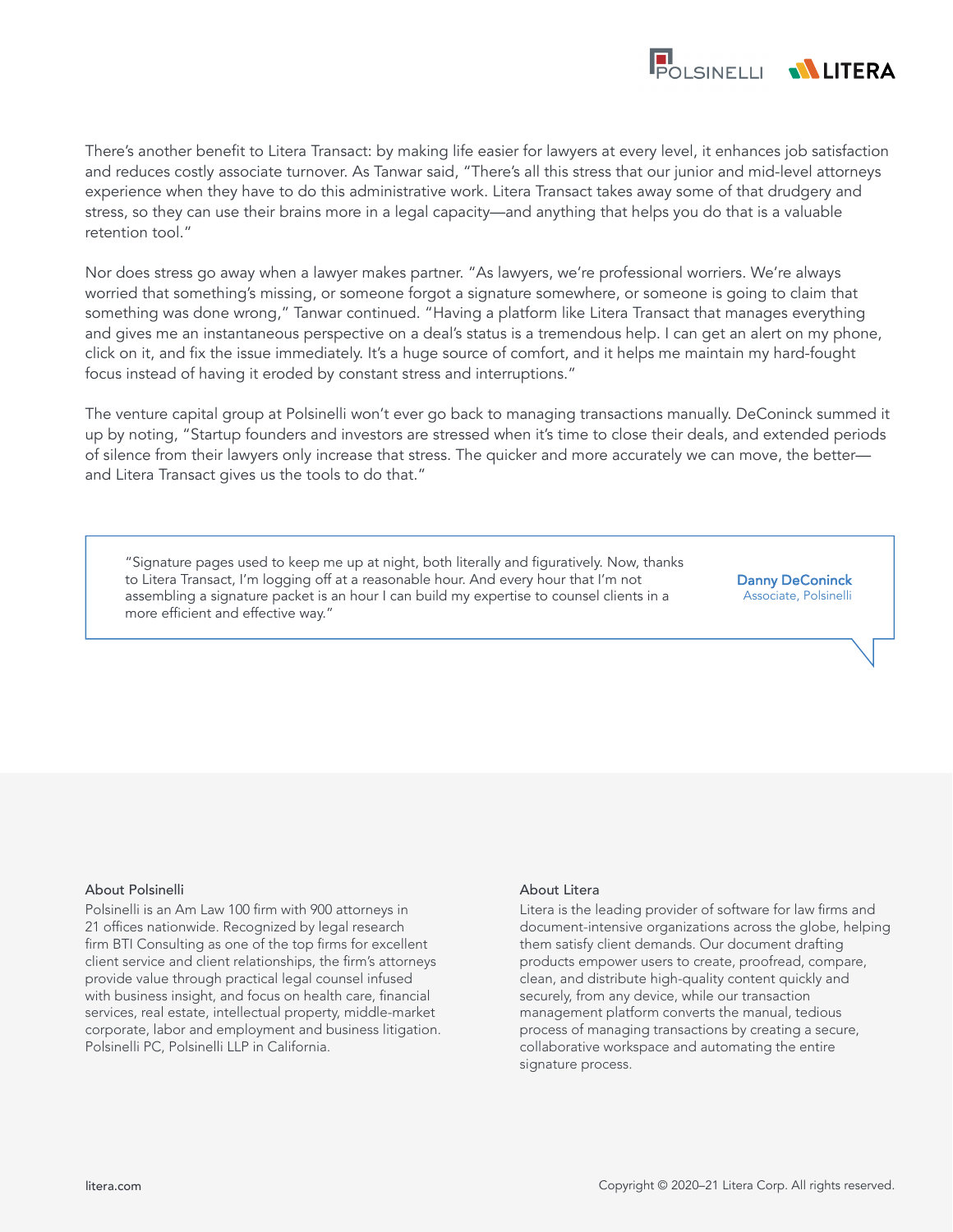There's another benefit to Litera Transact: by making life easier for lawyers at every level, it enhances job satisfaction and reduces costly associate turnover. As Tanwar said, "There's all this stress that our junior and mid-level attorneys experience when they have to do this administrative work. Litera Transact takes away some of that drudgery and stress, so they can use their brains more in a legal capacity—and anything that helps you do that is a valuable retention tool."

Nor does stress go away when a lawyer makes partner. "As lawyers, we're professional worriers. We're always worried that something's missing, or someone forgot a signature somewhere, or someone is going to claim that something was done wrong," Tanwar continued. "Having a platform like Litera Transact that manages everything and gives me an instantaneous perspective on a deal's status is a tremendous help. I can get an alert on my phone, click on it, and fix the issue immediately. It's a huge source of comfort, and it helps me maintain my hard-fought focus instead of having it eroded by constant stress and interruptions."

The venture capital group at Polsinelli won't ever go back to managing transactions manually. DeConinck summed it up by noting, "Startup founders and investors are stressed when it's time to close their deals, and extended periods of silence from their lawyers only increase that stress. The quicker and more accurately we can move, the better—and Litera Transact gives us the tools to do that."

> "Signature pages used to keep me up at night, both literally and figuratively. Now, thanks to Litera Transact, I'm logging off at a reasonable hour. And every hour that I'm not assembling a signature packet is an hour I can build my expertise to counsel clients in a more efficient and effective way."
>
> **Danny DeConinck**
> Associate, Polsinelli

### About Polsinelli

Polsinelli is an Am Law 100 firm with 900 attorneys in 21 offices nationwide. Recognized by legal research firm BTI Consulting as one of the top firms for excellent client service and client relationships, the firm's attorneys provide value through practical legal counsel infused with business insight, and focus on health care, financial services, real estate, intellectual property, middle-market corporate, labor and employment and business litigation. Polsinelli PC, Polsinelli LLP in California.

### About Litera

Litera is the leading provider of software for law firms and document-intensive organizations across the globe, helping them satisfy client demands. Our document drafting products empower users to create, proofread, compare, clean, and distribute high-quality content quickly and securely, from any device, while our transaction management platform converts the manual, tedious process of managing transactions by creating a secure, collaborative workspace and automating the entire signature process.

litera.com

Copyright © 2020–21 Litera Corp. All rights reserved.